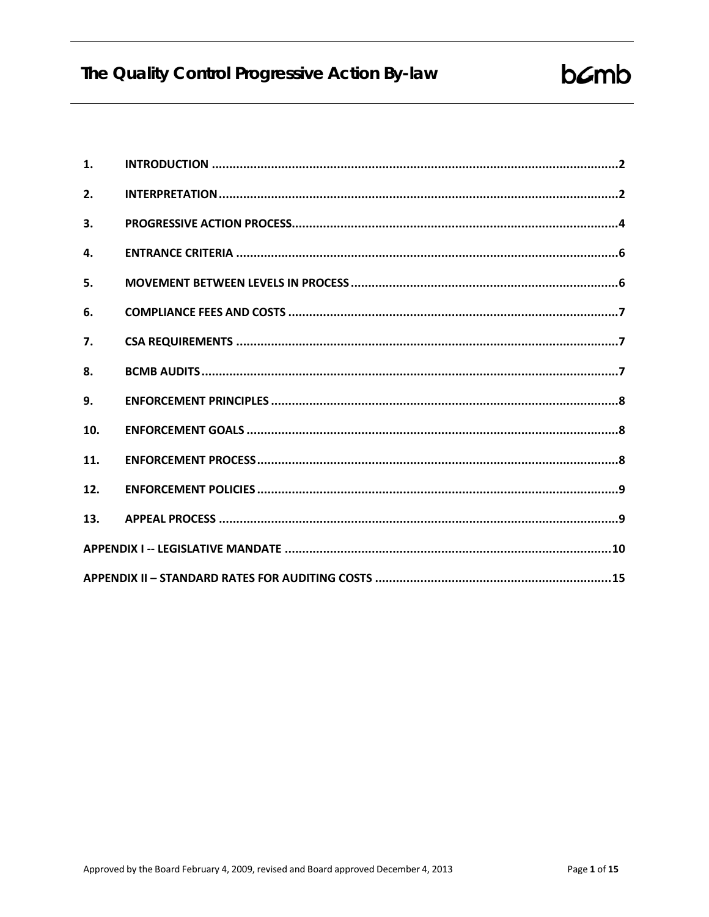# The Quality Control Progressive Action By-law

bcmb

| | | |
|---|---|---|
| 1. | INTRODUCTION | 2 |
| 2. | INTERPRETATION | 2 |
| 3. | PROGRESSIVE ACTION PROCESS | 4 |
| 4. | ENTRANCE CRITERIA | 6 |
| 5. | MOVEMENT BETWEEN LEVELS IN PROCESS | 6 |
| 6. | COMPLIANCE FEES AND COSTS | 7 |
| 7. | CSA REQUIREMENTS | 7 |
| 8. | BCMB AUDITS | 7 |
| 9. | ENFORCEMENT PRINCIPLES | 8 |
| 10. | ENFORCEMENT GOALS | 8 |
| 11. | ENFORCEMENT PROCESS | 8 |
| 12. | ENFORCEMENT POLICIES | 9 |
| 13. | APPEAL PROCESS | 9 |
| | APPENDIX I -- LEGISLATIVE MANDATE | 10 |
| | APPENDIX II – STANDARD RATES FOR AUDITING COSTS | 15 |

Approved by the Board February 4, 2009, revised and Board approved December 4, 2013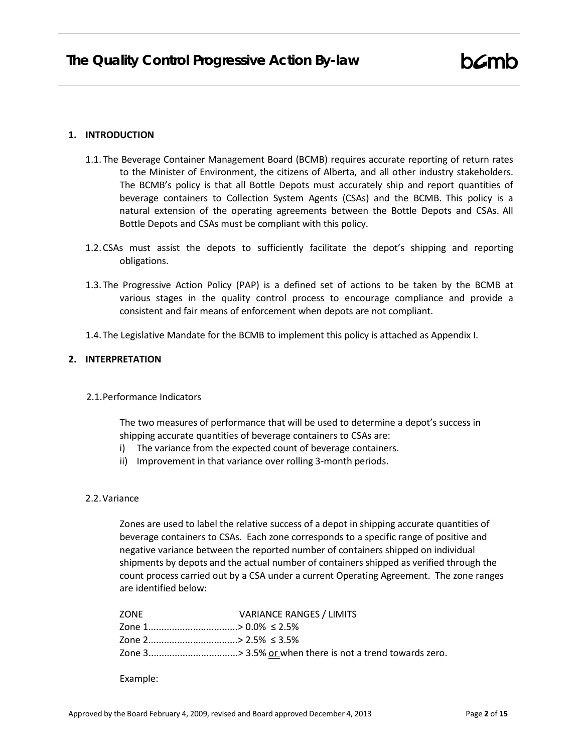## 1. INTRODUCTION

1.1. The Beverage Container Management Board (BCMB) requires accurate reporting of return rates to the Minister of Environment, the citizens of Alberta, and all other industry stakeholders. The BCMB's policy is that all Bottle Depots must accurately ship and report quantities of beverage containers to Collection System Agents (CSAs) and the BCMB. This policy is a natural extension of the operating agreements between the Bottle Depots and CSAs. All Bottle Depots and CSAs must be compliant with this policy.

1.2. CSAs must assist the depots to sufficiently facilitate the depot's shipping and reporting obligations.

1.3. The Progressive Action Policy (PAP) is a defined set of actions to be taken by the BCMB at various stages in the quality control process to encourage compliance and provide a consistent and fair means of enforcement when depots are not compliant.

1.4. The Legislative Mandate for the BCMB to implement this policy is attached as Appendix I.

## 2. INTERPRETATION

2.1. Performance Indicators

The two measures of performance that will be used to determine a depot's success in shipping accurate quantities of beverage containers to CSAs are:

i) The variance from the expected count of beverage containers.
ii) Improvement in that variance over rolling 3-month periods.

2.2. Variance

Zones are used to label the relative success of a depot in shipping accurate quantities of beverage containers to CSAs. Each zone corresponds to a specific range of positive and negative variance between the reported number of containers shipped on individual shipments by depots and the actual number of containers shipped as verified through the count process carried out by a CSA under a current Operating Agreement. The zone ranges are identified below:

| ZONE | VARIANCE RANGES / LIMITS |
|---|---|
| Zone 1 | > 0.0% ≤ 2.5% |
| Zone 2 | > 2.5% ≤ 3.5% |
| Zone 3 | > 3.5% <u>or</u> when there is not a trend towards zero. |

Example: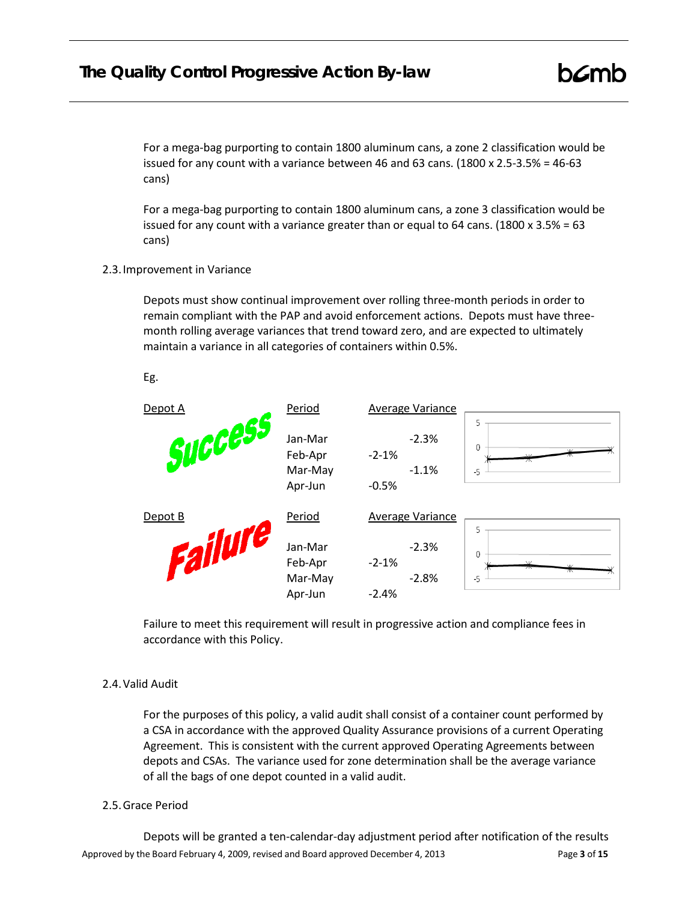For a mega-bag purporting to contain 1800 aluminum cans, a zone 2 classification would be issued for any count with a variance between 46 and 63 cans. (1800 x 2.5-3.5% = 46-63 cans)

For a mega-bag purporting to contain 1800 aluminum cans, a zone 3 classification would be issued for any count with a variance greater than or equal to 64 cans. (1800 x 3.5% = 63 cans)

2.3. Improvement in Variance

Depots must show continual improvement over rolling three-month periods in order to remain compliant with the PAP and avoid enforcement actions. Depots must have three-month rolling average variances that trend toward zero, and are expected to ultimately maintain a variance in all categories of containers within 0.5%.

Eg.

| Depot A | Period | Average Variance |
|---|---|---|
| Success | Jan-Mar | -2.3% |
| | Feb-Apr | -2-1% |
| | Mar-May | -1.1% |
| | Apr-Jun | -0.5% |

| Depot B | Period | Average Variance |
|---|---|---|
| Failure | Jan-Mar | -2.3% |
| | Feb-Apr | -2-1% |
| | Mar-May | -2.8% |
| | Apr-Jun | -2.4% |

Failure to meet this requirement will result in progressive action and compliance fees in accordance with this Policy.

2.4. Valid Audit

For the purposes of this policy, a valid audit shall consist of a container count performed by a CSA in accordance with the approved Quality Assurance provisions of a current Operating Agreement. This is consistent with the current approved Operating Agreements between depots and CSAs. The variance used for zone determination shall be the average variance of all the bags of one depot counted in a valid audit.

2.5. Grace Period

Depots will be granted a ten-calendar-day adjustment period after notification of the results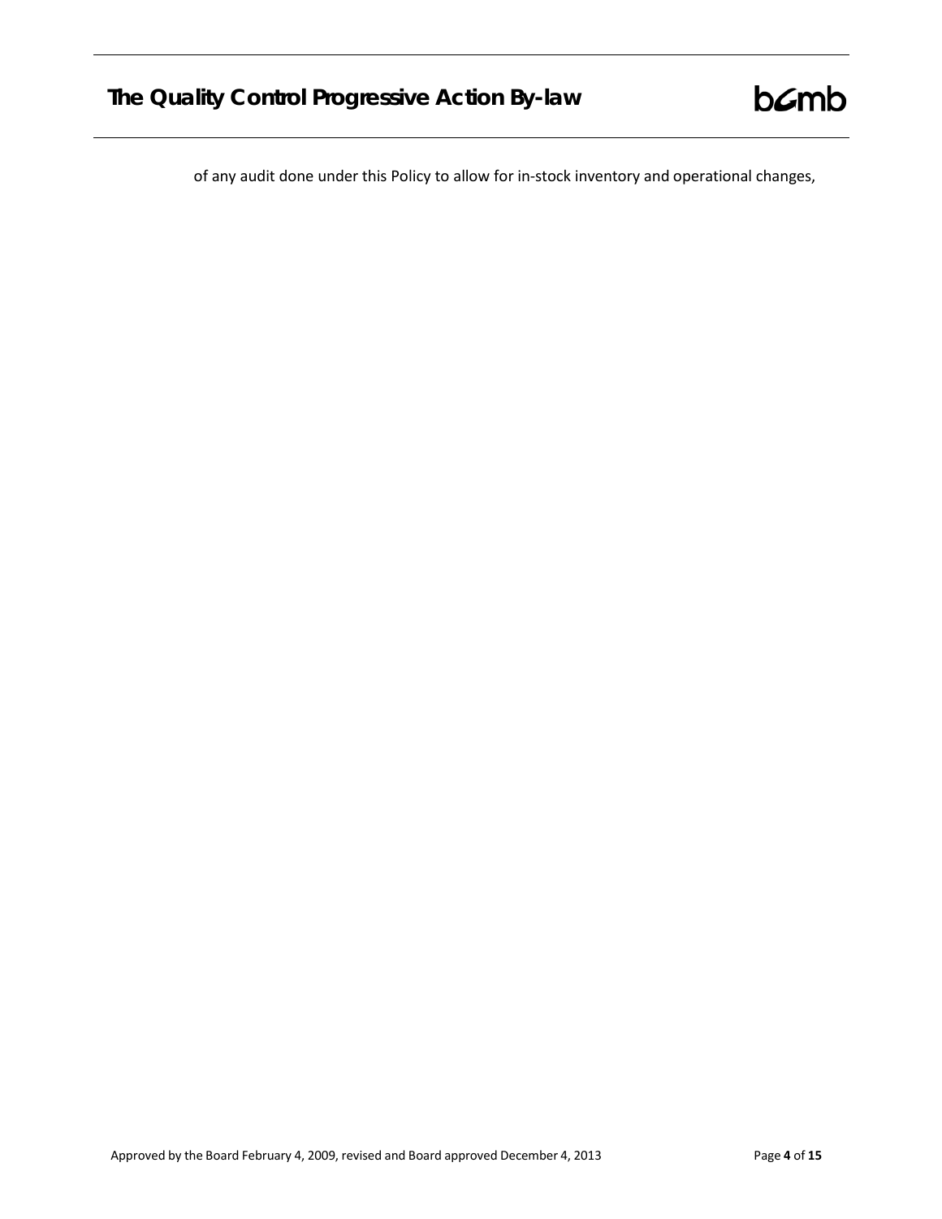of any audit done under this Policy to allow for in-stock inventory and operational changes,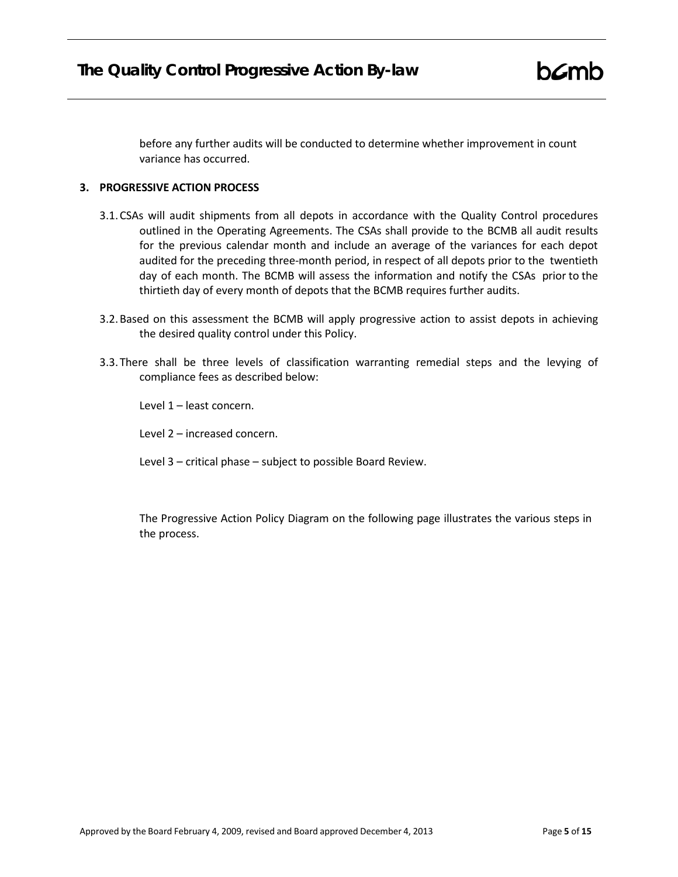before any further audits will be conducted to determine whether improvement in count variance has occurred.

## 3. PROGRESSIVE ACTION PROCESS

3.1. CSAs will audit shipments from all depots in accordance with the Quality Control procedures outlined in the Operating Agreements. The CSAs shall provide to the BCMB all audit results for the previous calendar month and include an average of the variances for each depot audited for the preceding three-month period, in respect of all depots prior to the twentieth day of each month. The BCMB will assess the information and notify the CSAs prior to the thirtieth day of every month of depots that the BCMB requires further audits.

3.2. Based on this assessment the BCMB will apply progressive action to assist depots in achieving the desired quality control under this Policy.

3.3. There shall be three levels of classification warranting remedial steps and the levying of compliance fees as described below:

Level 1 – least concern.

Level 2 – increased concern.

Level 3 – critical phase – subject to possible Board Review.

The Progressive Action Policy Diagram on the following page illustrates the various steps in the process.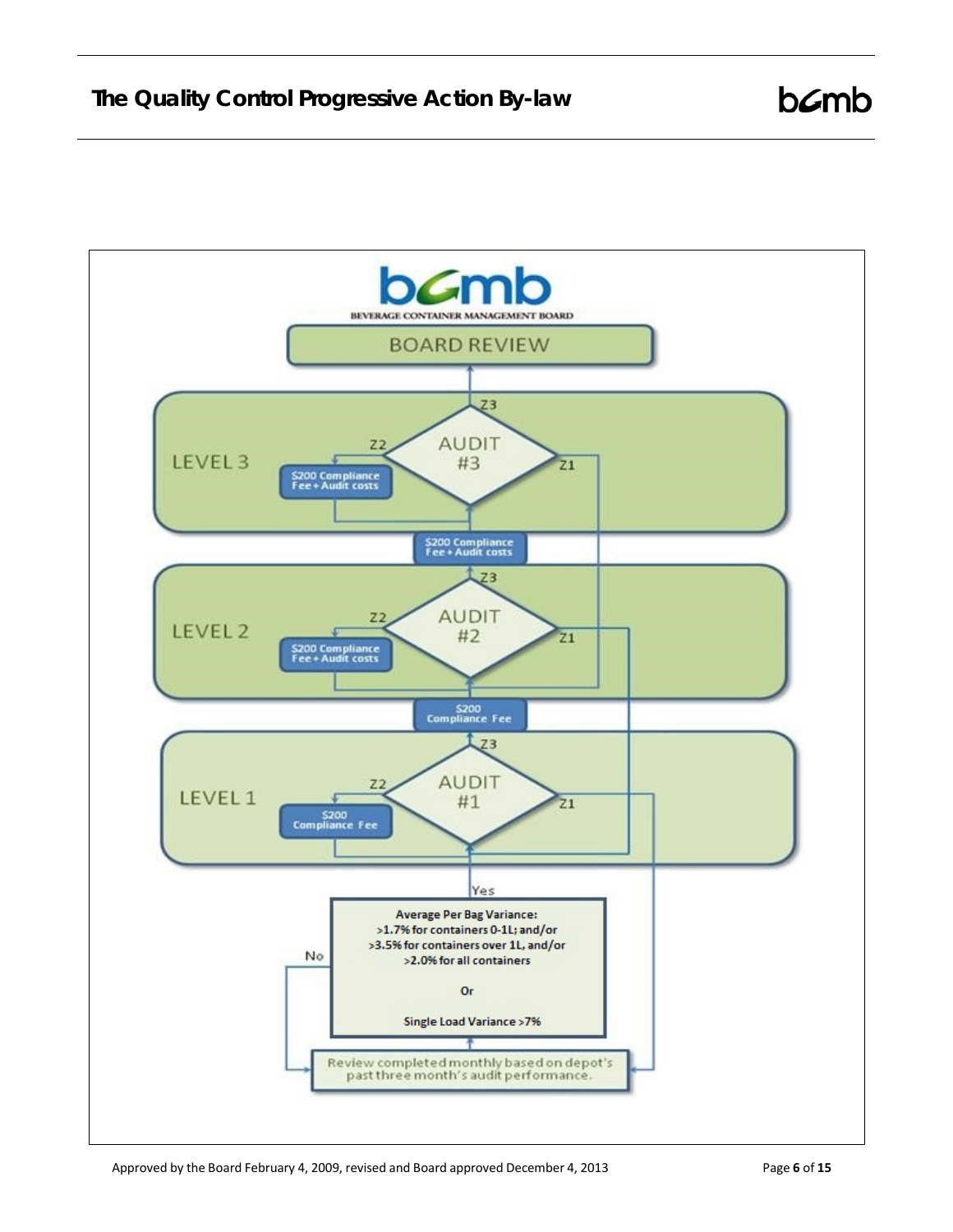BEVERAGE CONTAINER MANAGEMENT BOARD

**BOARD REVIEW**

**LEVEL 3**

- AUDIT #3
  - Z3 → Board Review
  - Z2 → $200 Compliance Fee + Audit costs
  - Z1

$200 Compliance Fee + Audit costs

**LEVEL 2**

- AUDIT #2
  - Z3
  - Z2 → $200 Compliance Fee + Audit costs
  - Z1

$200 Compliance Fee

**LEVEL 1**

- AUDIT #1
  - Z3
  - Z2 → $200 Compliance Fee
  - Z1

Yes

Average Per Bag Variance:
>1.7% for containers 0-1L; and/or
>3.5% for containers over 1L, and/or
>2.0% for all containers

Or

Single Load Variance >7%

No

Review completed monthly based on depot's past three month's audit performance.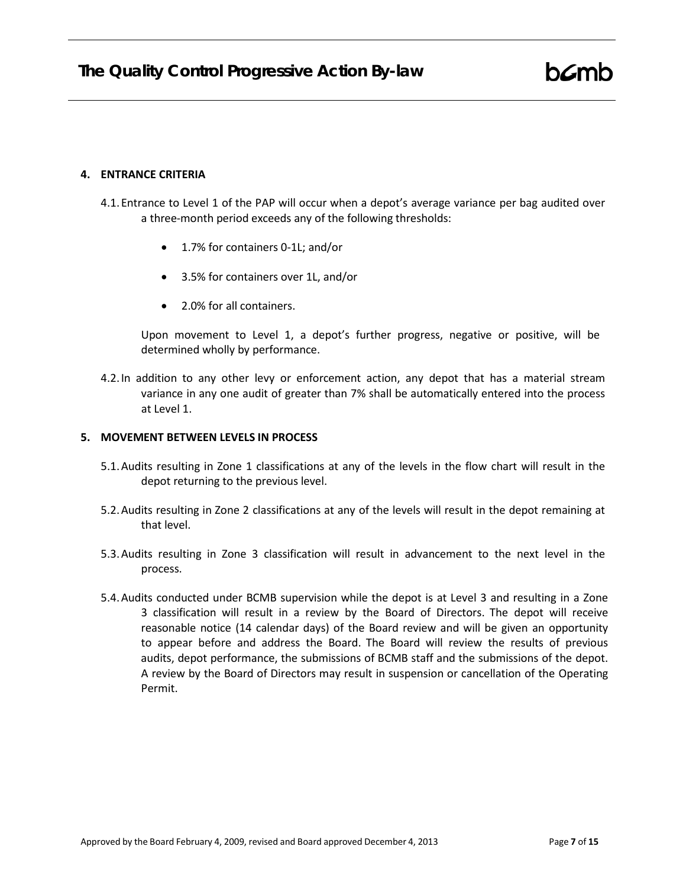## 4. ENTRANCE CRITERIA

4.1. Entrance to Level 1 of the PAP will occur when a depot's average variance per bag audited over a three-month period exceeds any of the following thresholds:

- 1.7% for containers 0-1L; and/or
- 3.5% for containers over 1L, and/or
- 2.0% for all containers.

Upon movement to Level 1, a depot's further progress, negative or positive, will be determined wholly by performance.

4.2. In addition to any other levy or enforcement action, any depot that has a material stream variance in any one audit of greater than 7% shall be automatically entered into the process at Level 1.

## 5. MOVEMENT BETWEEN LEVELS IN PROCESS

5.1. Audits resulting in Zone 1 classifications at any of the levels in the flow chart will result in the depot returning to the previous level.

5.2. Audits resulting in Zone 2 classifications at any of the levels will result in the depot remaining at that level.

5.3. Audits resulting in Zone 3 classification will result in advancement to the next level in the process.

5.4. Audits conducted under BCMB supervision while the depot is at Level 3 and resulting in a Zone 3 classification will result in a review by the Board of Directors. The depot will receive reasonable notice (14 calendar days) of the Board review and will be given an opportunity to appear before and address the Board. The Board will review the results of previous audits, depot performance, the submissions of BCMB staff and the submissions of the depot. A review by the Board of Directors may result in suspension or cancellation of the Operating Permit.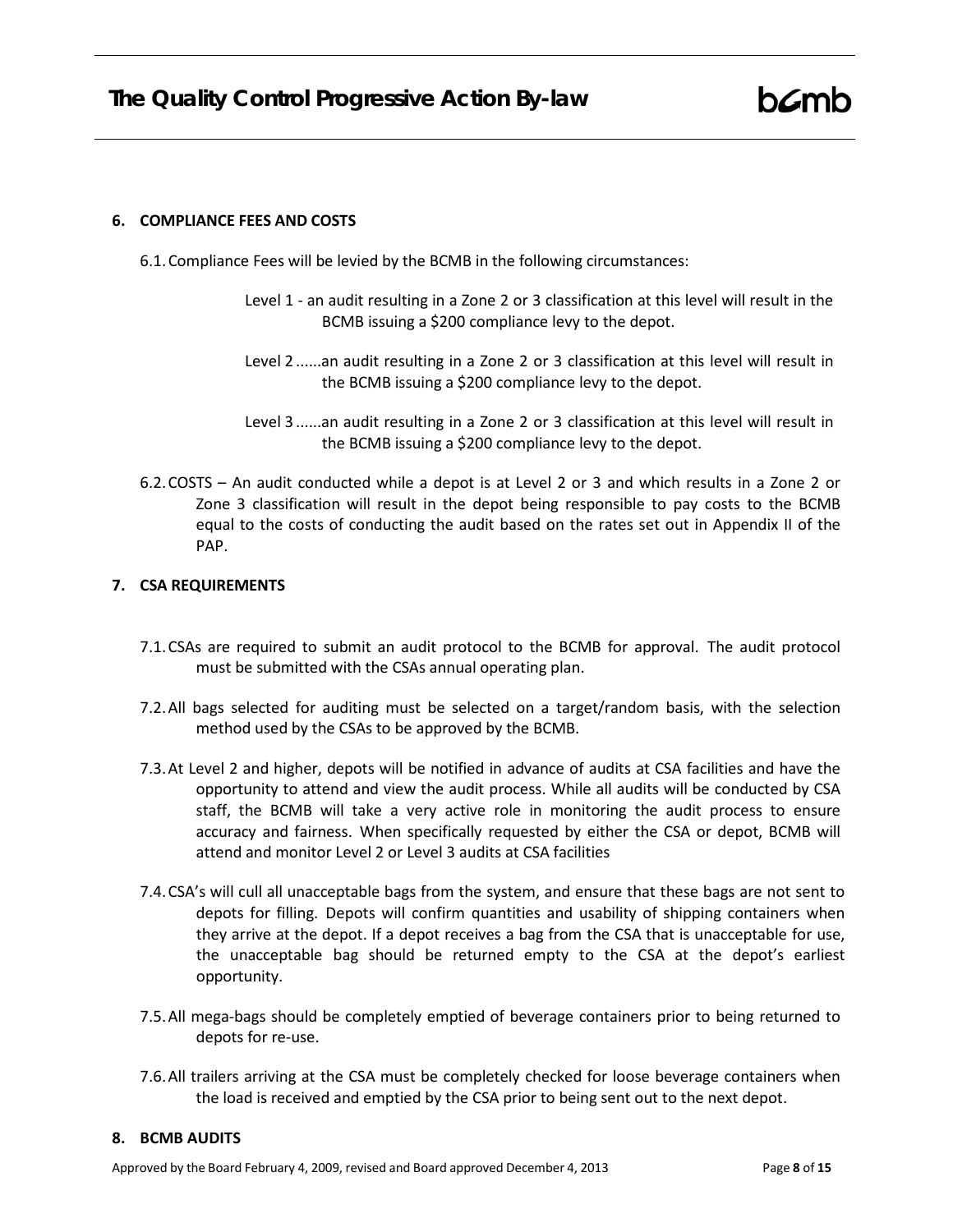## 6. COMPLIANCE FEES AND COSTS

6.1. Compliance Fees will be levied by the BCMB in the following circumstances:

Level 1 - an audit resulting in a Zone 2 or 3 classification at this level will result in the BCMB issuing a $200 compliance levy to the depot.

Level 2 ......an audit resulting in a Zone 2 or 3 classification at this level will result in the BCMB issuing a $200 compliance levy to the depot.

Level 3 ......an audit resulting in a Zone 2 or 3 classification at this level will result in the BCMB issuing a $200 compliance levy to the depot.

6.2. COSTS – An audit conducted while a depot is at Level 2 or 3 and which results in a Zone 2 or Zone 3 classification will result in the depot being responsible to pay costs to the BCMB equal to the costs of conducting the audit based on the rates set out in Appendix II of the PAP.

## 7. CSA REQUIREMENTS

7.1. CSAs are required to submit an audit protocol to the BCMB for approval. The audit protocol must be submitted with the CSAs annual operating plan.

7.2. All bags selected for auditing must be selected on a target/random basis, with the selection method used by the CSAs to be approved by the BCMB.

7.3. At Level 2 and higher, depots will be notified in advance of audits at CSA facilities and have the opportunity to attend and view the audit process. While all audits will be conducted by CSA staff, the BCMB will take a very active role in monitoring the audit process to ensure accuracy and fairness. When specifically requested by either the CSA or depot, BCMB will attend and monitor Level 2 or Level 3 audits at CSA facilities

7.4. CSA's will cull all unacceptable bags from the system, and ensure that these bags are not sent to depots for filling. Depots will confirm quantities and usability of shipping containers when they arrive at the depot. If a depot receives a bag from the CSA that is unacceptable for use, the unacceptable bag should be returned empty to the CSA at the depot's earliest opportunity.

7.5. All mega-bags should be completely emptied of beverage containers prior to being returned to depots for re-use.

7.6. All trailers arriving at the CSA must be completely checked for loose beverage containers when the load is received and emptied by the CSA prior to being sent out to the next depot.

## 8. BCMB AUDITS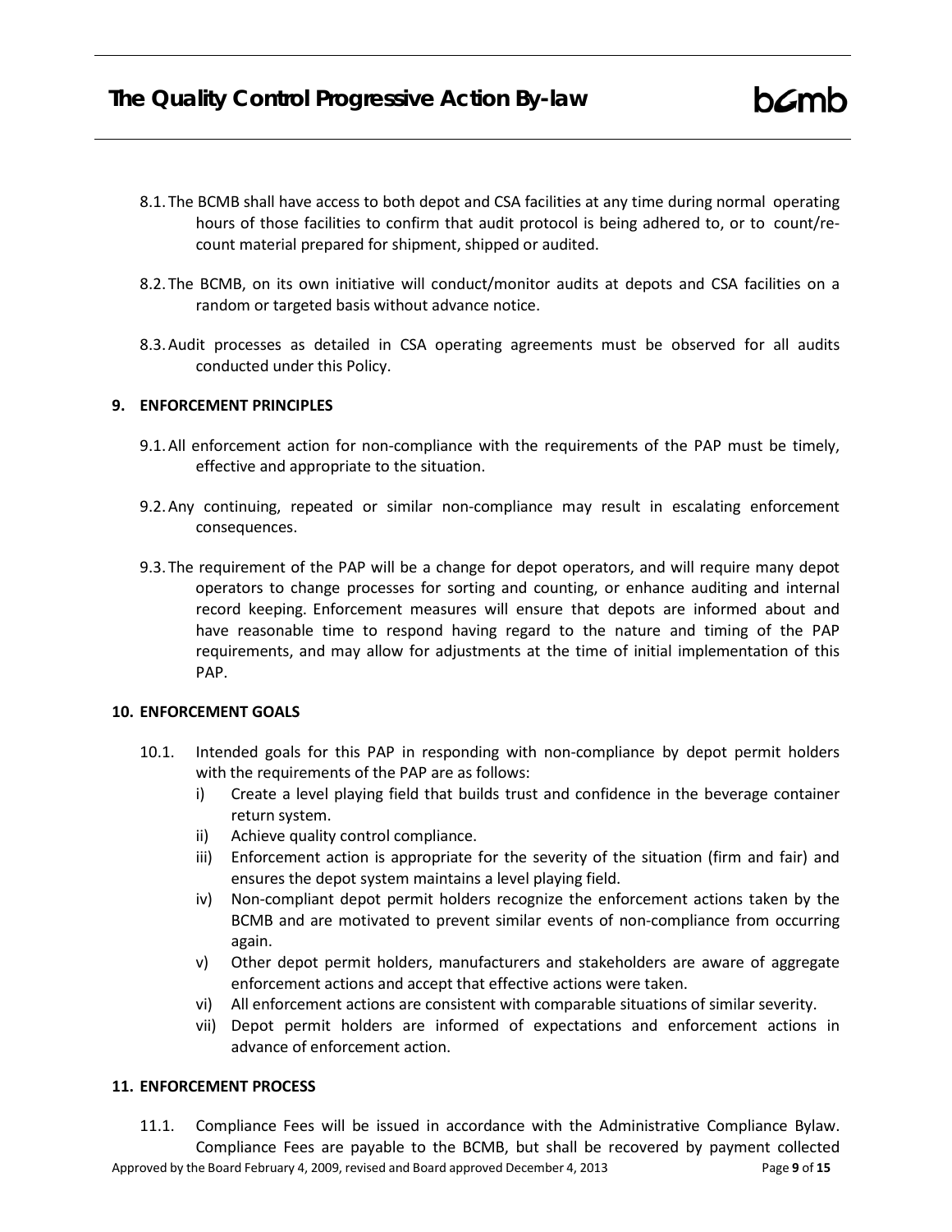8.1. The BCMB shall have access to both depot and CSA facilities at any time during normal operating hours of those facilities to confirm that audit protocol is being adhered to, or to count/re-count material prepared for shipment, shipped or audited.

8.2. The BCMB, on its own initiative will conduct/monitor audits at depots and CSA facilities on a random or targeted basis without advance notice.

8.3. Audit processes as detailed in CSA operating agreements must be observed for all audits conducted under this Policy.

### 9. ENFORCEMENT PRINCIPLES

9.1. All enforcement action for non-compliance with the requirements of the PAP must be timely, effective and appropriate to the situation.

9.2. Any continuing, repeated or similar non-compliance may result in escalating enforcement consequences.

9.3. The requirement of the PAP will be a change for depot operators, and will require many depot operators to change processes for sorting and counting, or enhance auditing and internal record keeping. Enforcement measures will ensure that depots are informed about and have reasonable time to respond having regard to the nature and timing of the PAP requirements, and may allow for adjustments at the time of initial implementation of this PAP.

### 10. ENFORCEMENT GOALS

10.1. Intended goals for this PAP in responding with non-compliance by depot permit holders with the requirements of the PAP are as follows:

i) Create a level playing field that builds trust and confidence in the beverage container return system.
ii) Achieve quality control compliance.
iii) Enforcement action is appropriate for the severity of the situation (firm and fair) and ensures the depot system maintains a level playing field.
iv) Non-compliant depot permit holders recognize the enforcement actions taken by the BCMB and are motivated to prevent similar events of non-compliance from occurring again.
v) Other depot permit holders, manufacturers and stakeholders are aware of aggregate enforcement actions and accept that effective actions were taken.
vi) All enforcement actions are consistent with comparable situations of similar severity.
vii) Depot permit holders are informed of expectations and enforcement actions in advance of enforcement action.

### 11. ENFORCEMENT PROCESS

11.1. Compliance Fees will be issued in accordance with the Administrative Compliance Bylaw. Compliance Fees are payable to the BCMB, but shall be recovered by payment collected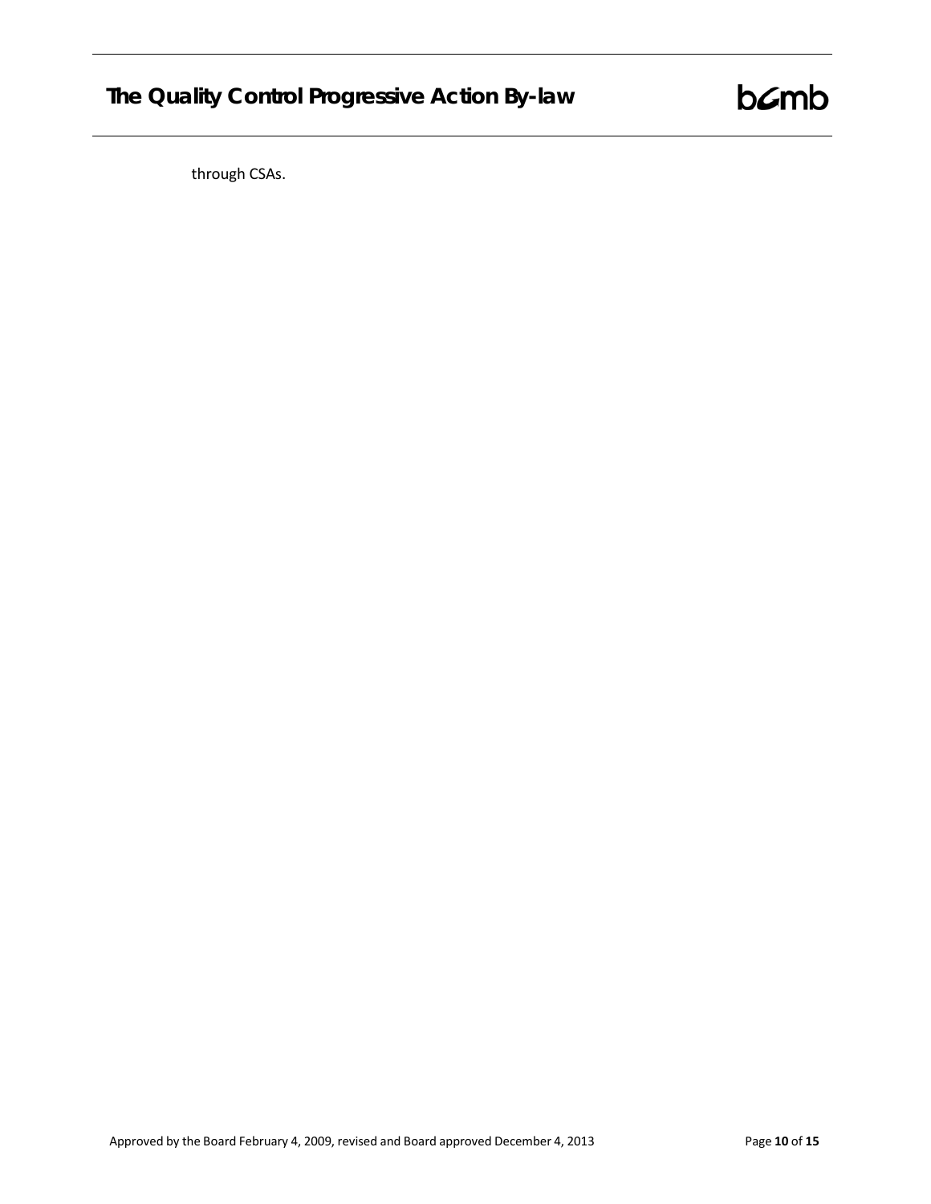through CSAs.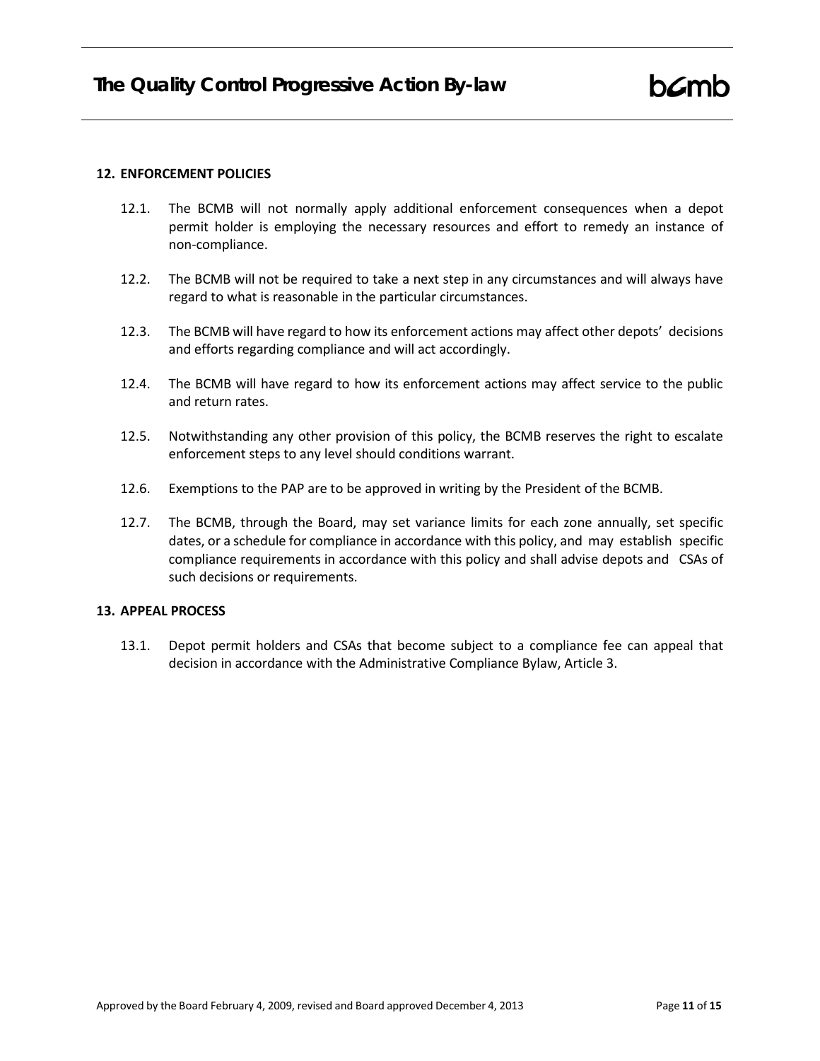## 12. ENFORCEMENT POLICIES

12.1. The BCMB will not normally apply additional enforcement consequences when a depot permit holder is employing the necessary resources and effort to remedy an instance of non-compliance.

12.2. The BCMB will not be required to take a next step in any circumstances and will always have regard to what is reasonable in the particular circumstances.

12.3. The BCMB will have regard to how its enforcement actions may affect other depots' decisions and efforts regarding compliance and will act accordingly.

12.4. The BCMB will have regard to how its enforcement actions may affect service to the public and return rates.

12.5. Notwithstanding any other provision of this policy, the BCMB reserves the right to escalate enforcement steps to any level should conditions warrant.

12.6. Exemptions to the PAP are to be approved in writing by the President of the BCMB.

12.7. The BCMB, through the Board, may set variance limits for each zone annually, set specific dates, or a schedule for compliance in accordance with this policy, and may establish specific compliance requirements in accordance with this policy and shall advise depots and CSAs of such decisions or requirements.

## 13. APPEAL PROCESS

13.1. Depot permit holders and CSAs that become subject to a compliance fee can appeal that decision in accordance with the Administrative Compliance Bylaw, Article 3.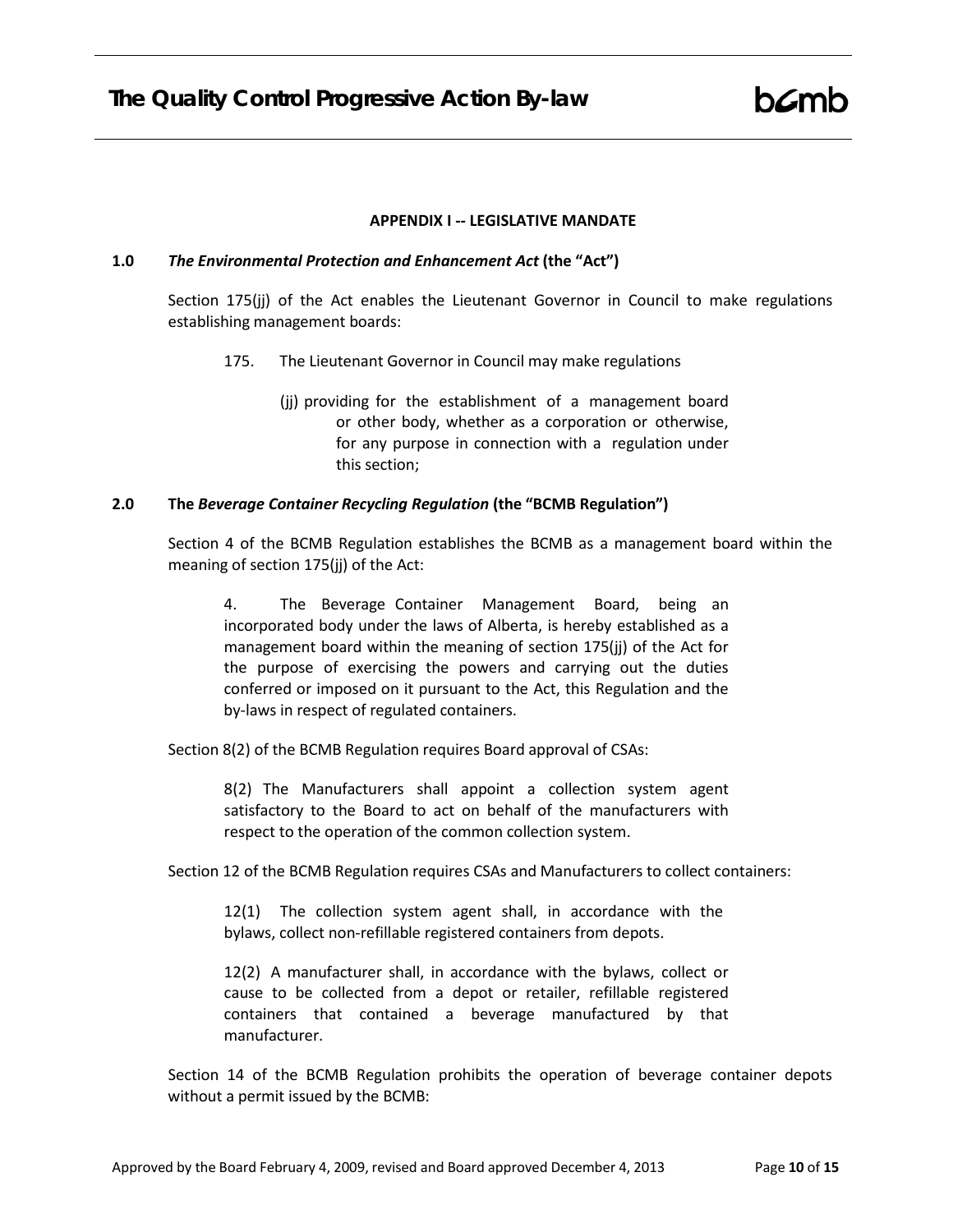**APPENDIX I -- LEGISLATIVE MANDATE**

**1.0 *The Environmental Protection and Enhancement Act* (the "Act")**

Section 175(jj) of the Act enables the Lieutenant Governor in Council to make regulations establishing management boards:

> 175. The Lieutenant Governor in Council may make regulations
>
> (jj) providing for the establishment of a management board or other body, whether as a corporation or otherwise, for any purpose in connection with a regulation under this section;

**2.0 The *Beverage Container Recycling Regulation* (the "BCMB Regulation")**

Section 4 of the BCMB Regulation establishes the BCMB as a management board within the meaning of section 175(jj) of the Act:

> 4. The Beverage Container Management Board, being an incorporated body under the laws of Alberta, is hereby established as a management board within the meaning of section 175(jj) of the Act for the purpose of exercising the powers and carrying out the duties conferred or imposed on it pursuant to the Act, this Regulation and the by-laws in respect of regulated containers.

Section 8(2) of the BCMB Regulation requires Board approval of CSAs:

> 8(2) The Manufacturers shall appoint a collection system agent satisfactory to the Board to act on behalf of the manufacturers with respect to the operation of the common collection system.

Section 12 of the BCMB Regulation requires CSAs and Manufacturers to collect containers:

> 12(1) The collection system agent shall, in accordance with the bylaws, collect non-refillable registered containers from depots.
>
> 12(2) A manufacturer shall, in accordance with the bylaws, collect or cause to be collected from a depot or retailer, refillable registered containers that contained a beverage manufactured by that manufacturer.

Section 14 of the BCMB Regulation prohibits the operation of beverage container depots without a permit issued by the BCMB: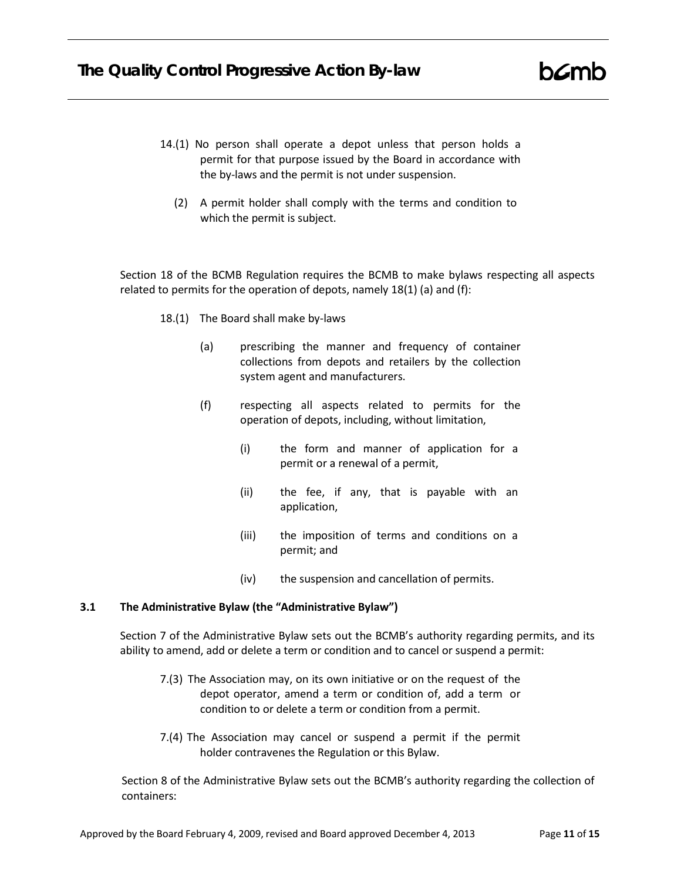> 14.(1) No person shall operate a depot unless that person holds a permit for that purpose issued by the Board in accordance with the by-laws and the permit is not under suspension.
>
> (2) A permit holder shall comply with the terms and condition to which the permit is subject.

Section 18 of the BCMB Regulation requires the BCMB to make bylaws respecting all aspects related to permits for the operation of depots, namely 18(1) (a) and (f):

> 18.(1) The Board shall make by-laws
>
> (a) prescribing the manner and frequency of container collections from depots and retailers by the collection system agent and manufacturers.
>
> (f) respecting all aspects related to permits for the operation of depots, including, without limitation,
>
> (i) the form and manner of application for a permit or a renewal of a permit,
>
> (ii) the fee, if any, that is payable with an application,
>
> (iii) the imposition of terms and conditions on a permit; and
>
> (iv) the suspension and cancellation of permits.

### 3.1 The Administrative Bylaw (the "Administrative Bylaw")

Section 7 of the Administrative Bylaw sets out the BCMB's authority regarding permits, and its ability to amend, add or delete a term or condition and to cancel or suspend a permit:

> 7.(3) The Association may, on its own initiative or on the request of the depot operator, amend a term or condition of, add a term or condition to or delete a term or condition from a permit.
>
> 7.(4) The Association may cancel or suspend a permit if the permit holder contravenes the Regulation or this Bylaw.

Section 8 of the Administrative Bylaw sets out the BCMB's authority regarding the collection of containers: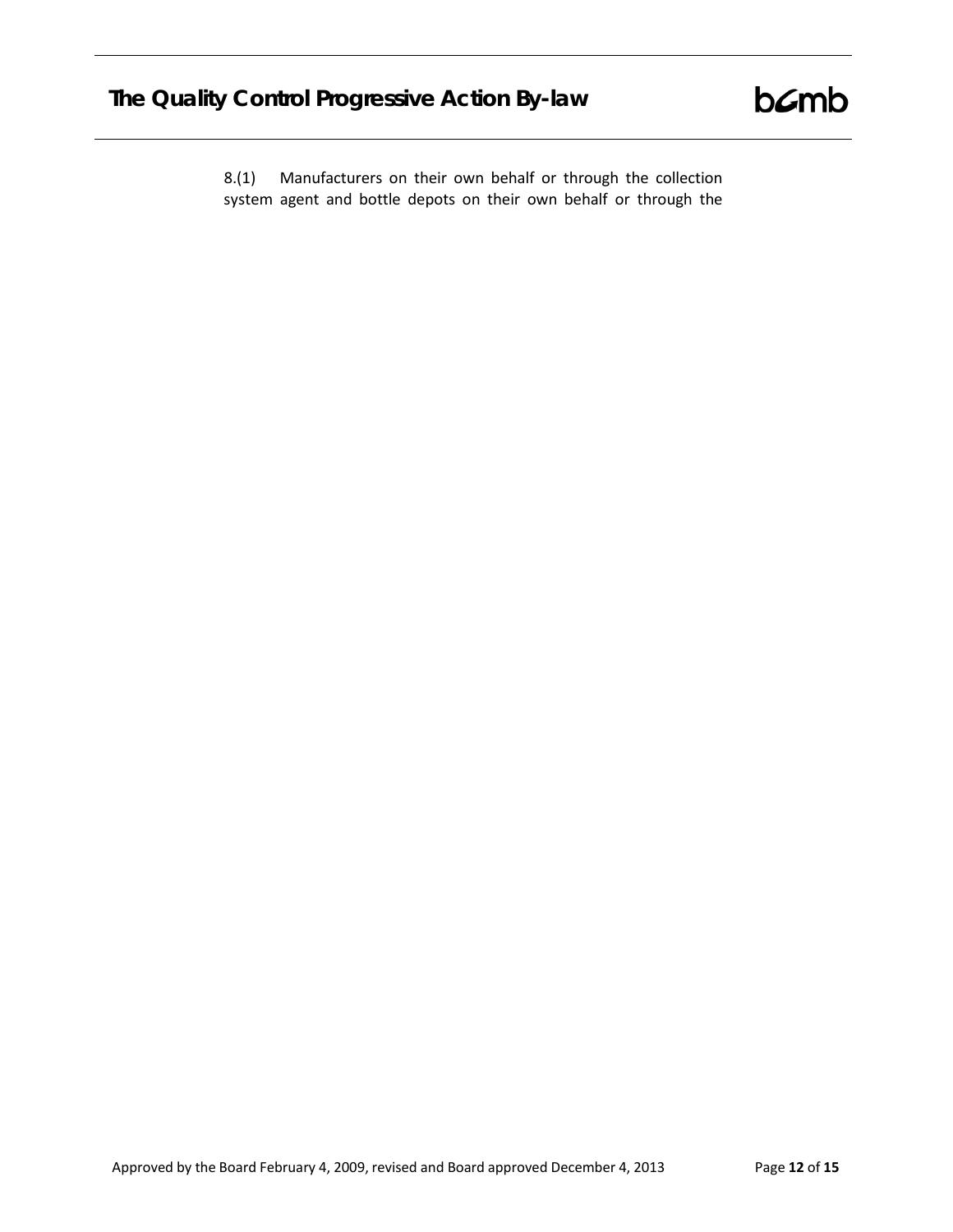8.(1) Manufacturers on their own behalf or through the collection system agent and bottle depots on their own behalf or through the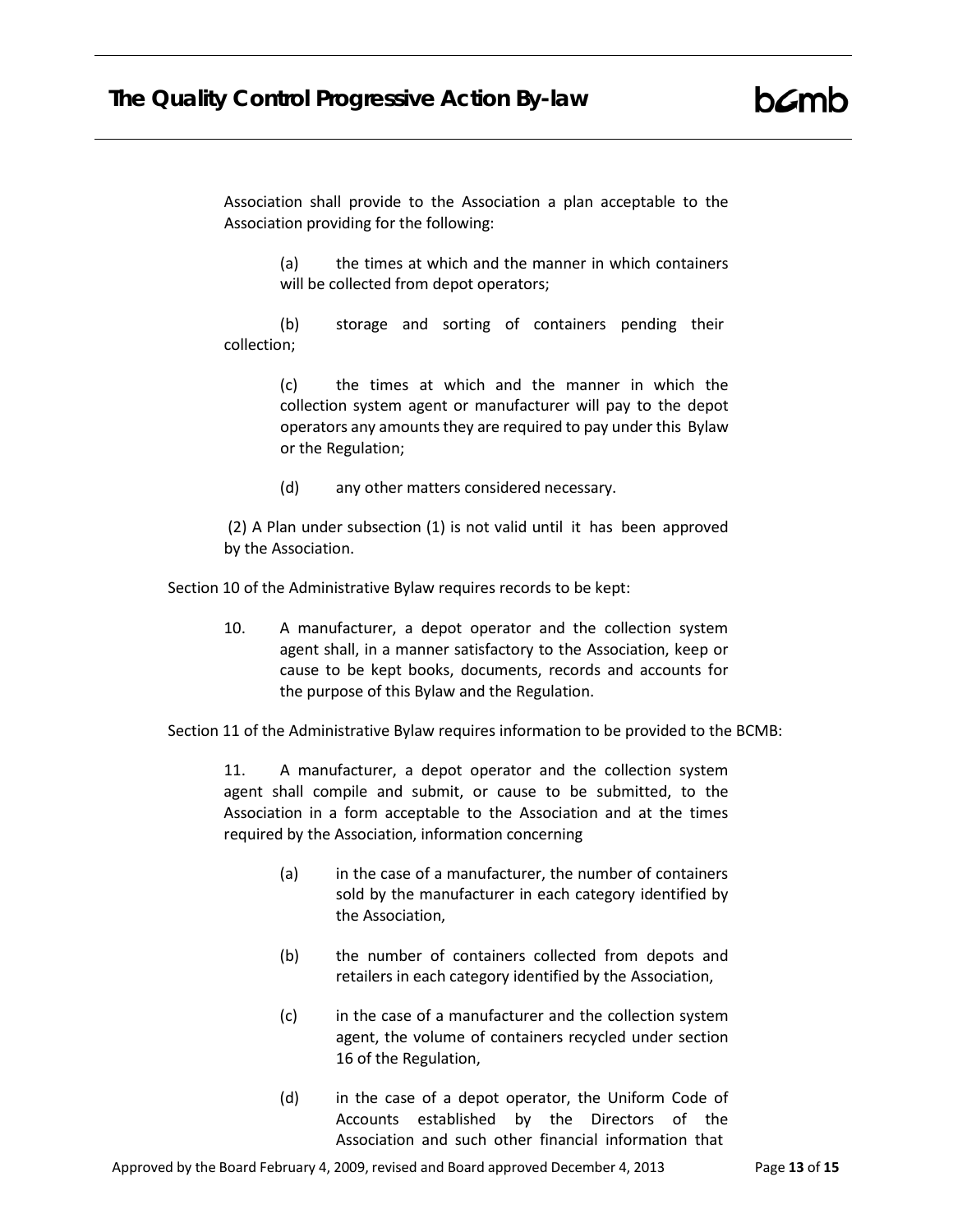Association shall provide to the Association a plan acceptable to the Association providing for the following:

(a) the times at which and the manner in which containers will be collected from depot operators;

(b) storage and sorting of containers pending their collection;

(c) the times at which and the manner in which the collection system agent or manufacturer will pay to the depot operators any amounts they are required to pay under this Bylaw or the Regulation;

(d) any other matters considered necessary.

(2) A Plan under subsection (1) is not valid until it has been approved by the Association.

Section 10 of the Administrative Bylaw requires records to be kept:

10. A manufacturer, a depot operator and the collection system agent shall, in a manner satisfactory to the Association, keep or cause to be kept books, documents, records and accounts for the purpose of this Bylaw and the Regulation.

Section 11 of the Administrative Bylaw requires information to be provided to the BCMB:

11. A manufacturer, a depot operator and the collection system agent shall compile and submit, or cause to be submitted, to the Association in a form acceptable to the Association and at the times required by the Association, information concerning

(a) in the case of a manufacturer, the number of containers sold by the manufacturer in each category identified by the Association,

(b) the number of containers collected from depots and retailers in each category identified by the Association,

(c) in the case of a manufacturer and the collection system agent, the volume of containers recycled under section 16 of the Regulation,

(d) in the case of a depot operator, the Uniform Code of Accounts established by the Directors of the Association and such other financial information that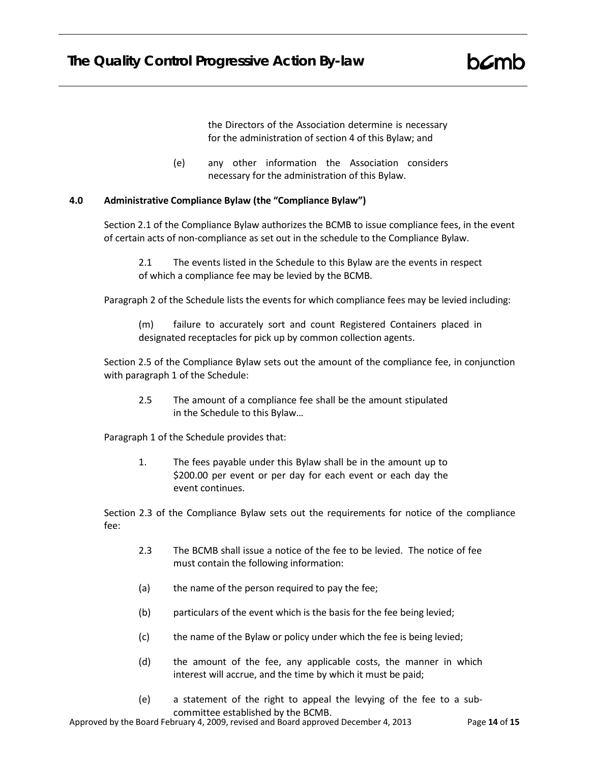the Directors of the Association determine is necessary for the administration of section 4 of this Bylaw; and

(e) any other information the Association considers necessary for the administration of this Bylaw.

**4.0 Administrative Compliance Bylaw (the "Compliance Bylaw")**

Section 2.1 of the Compliance Bylaw authorizes the BCMB to issue compliance fees, in the event of certain acts of non-compliance as set out in the schedule to the Compliance Bylaw.

> 2.1 The events listed in the Schedule to this Bylaw are the events in respect of which a compliance fee may be levied by the BCMB.

Paragraph 2 of the Schedule lists the events for which compliance fees may be levied including:

> (m) failure to accurately sort and count Registered Containers placed in designated receptacles for pick up by common collection agents.

Section 2.5 of the Compliance Bylaw sets out the amount of the compliance fee, in conjunction with paragraph 1 of the Schedule:

> 2.5 The amount of a compliance fee shall be the amount stipulated in the Schedule to this Bylaw…

Paragraph 1 of the Schedule provides that:

> 1. The fees payable under this Bylaw shall be in the amount up to $200.00 per event or per day for each event or each day the event continues.

Section 2.3 of the Compliance Bylaw sets out the requirements for notice of the compliance fee:

> 2.3 The BCMB shall issue a notice of the fee to be levied. The notice of fee must contain the following information:
>
> (a) the name of the person required to pay the fee;
>
> (b) particulars of the event which is the basis for the fee being levied;
>
> (c) the name of the Bylaw or policy under which the fee is being levied;
>
> (d) the amount of the fee, any applicable costs, the manner in which interest will accrue, and the time by which it must be paid;
>
> (e) a statement of the right to appeal the levying of the fee to a sub-committee established by the BCMB.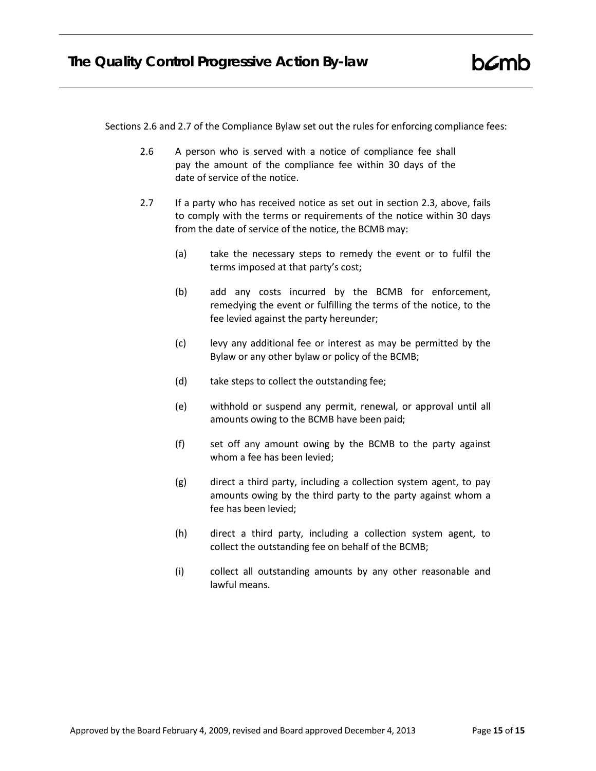Sections 2.6 and 2.7 of the Compliance Bylaw set out the rules for enforcing compliance fees:

2.6 A person who is served with a notice of compliance fee shall pay the amount of the compliance fee within 30 days of the date of service of the notice.

2.7 If a party who has received notice as set out in section 2.3, above, fails to comply with the terms or requirements of the notice within 30 days from the date of service of the notice, the BCMB may:

(a) take the necessary steps to remedy the event or to fulfil the terms imposed at that party's cost;

(b) add any costs incurred by the BCMB for enforcement, remedying the event or fulfilling the terms of the notice, to the fee levied against the party hereunder;

(c) levy any additional fee or interest as may be permitted by the Bylaw or any other bylaw or policy of the BCMB;

(d) take steps to collect the outstanding fee;

(e) withhold or suspend any permit, renewal, or approval until all amounts owing to the BCMB have been paid;

(f) set off any amount owing by the BCMB to the party against whom a fee has been levied;

(g) direct a third party, including a collection system agent, to pay amounts owing by the third party to the party against whom a fee has been levied;

(h) direct a third party, including a collection system agent, to collect the outstanding fee on behalf of the BCMB;

(i) collect all outstanding amounts by any other reasonable and lawful means.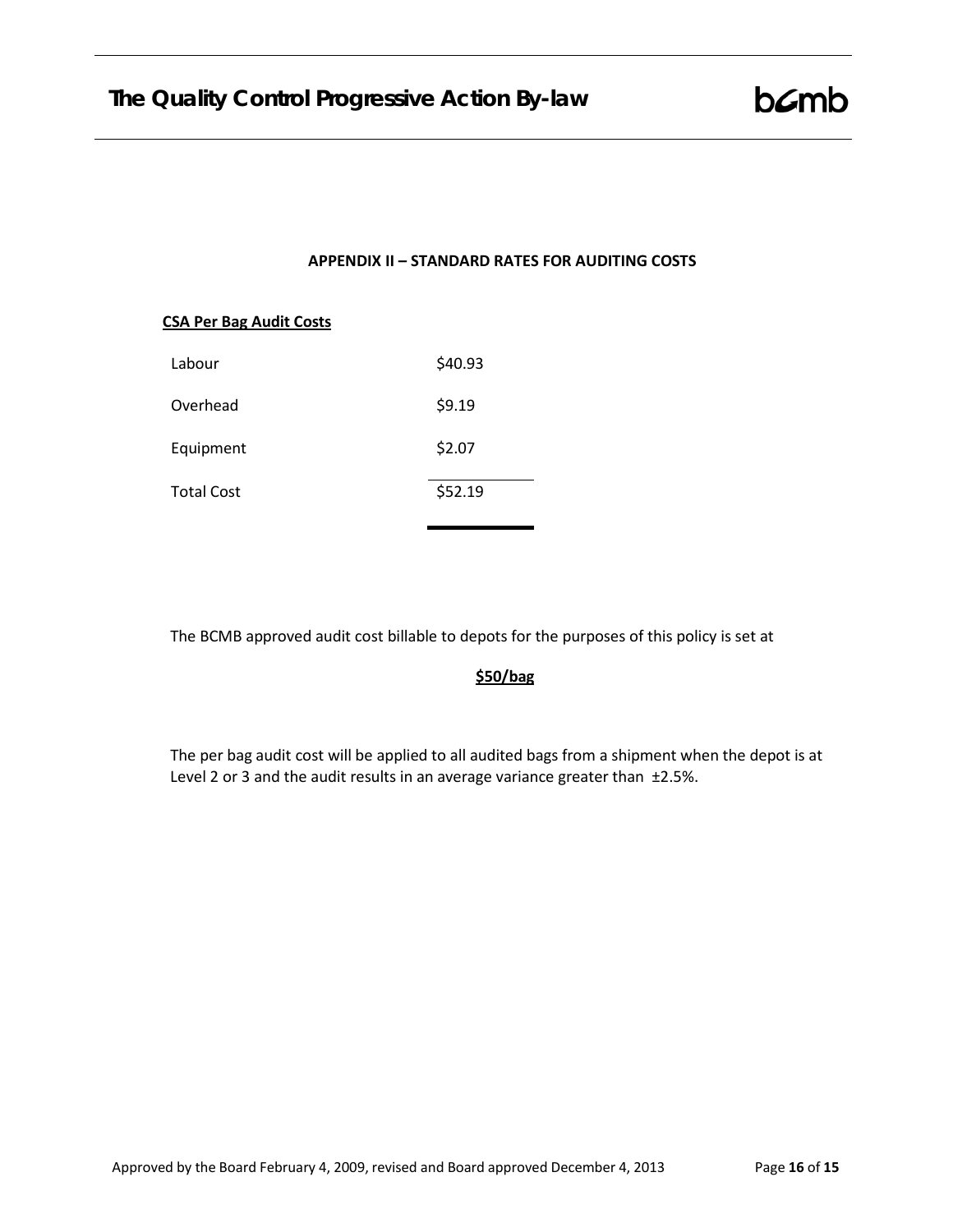### APPENDIX II – STANDARD RATES FOR AUDITING COSTS

**CSA Per Bag Audit Costs**

| | |
|---|---|
| Labour | $40.93 |
| Overhead | $9.19 |
| Equipment | $2.07 |
| Total Cost | $52.19 |

The BCMB approved audit cost billable to depots for the purposes of this policy is set at

**$50/bag**

The per bag audit cost will be applied to all audited bags from a shipment when the depot is at Level 2 or 3 and the audit results in an average variance greater than ±2.5%.